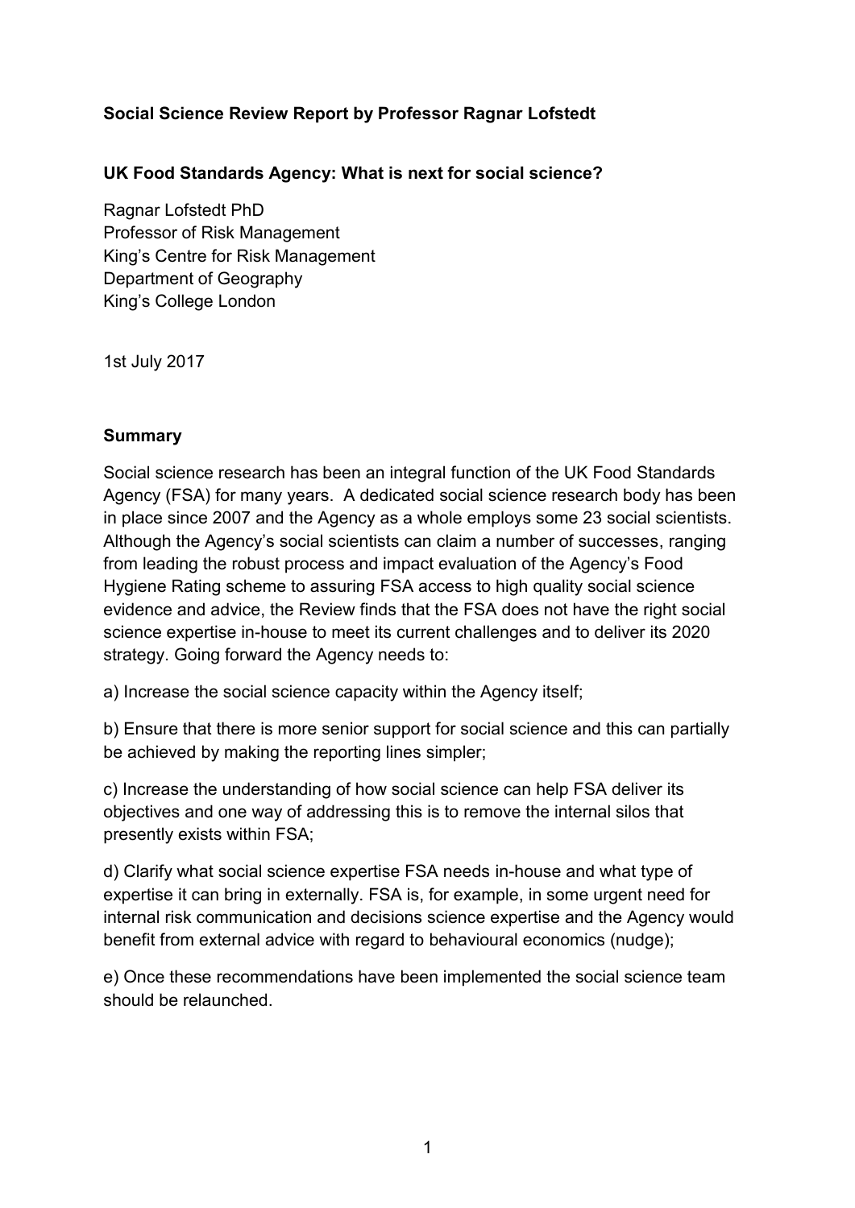**Social Science Review Report by Professor Ragnar Lofstedt**

**UK Food Standards Agency: What is next for social science?**

Ragnar Lofstedt PhD
Professor of Risk Management
King's Centre for Risk Management
Department of Geography
King's College London

1st July 2017

**Summary**

Social science research has been an integral function of the UK Food Standards Agency (FSA) for many years. A dedicated social science research body has been in place since 2007 and the Agency as a whole employs some 23 social scientists. Although the Agency's social scientists can claim a number of successes, ranging from leading the robust process and impact evaluation of the Agency's Food Hygiene Rating scheme to assuring FSA access to high quality social science evidence and advice, the Review finds that the FSA does not have the right social science expertise in-house to meet its current challenges and to deliver its 2020 strategy. Going forward the Agency needs to:

a) Increase the social science capacity within the Agency itself;

b) Ensure that there is more senior support for social science and this can partially be achieved by making the reporting lines simpler;

c) Increase the understanding of how social science can help FSA deliver its objectives and one way of addressing this is to remove the internal silos that presently exists within FSA;

d) Clarify what social science expertise FSA needs in-house and what type of expertise it can bring in externally. FSA is, for example, in some urgent need for internal risk communication and decisions science expertise and the Agency would benefit from external advice with regard to behavioural economics (nudge);

e) Once these recommendations have been implemented the social science team should be relaunched.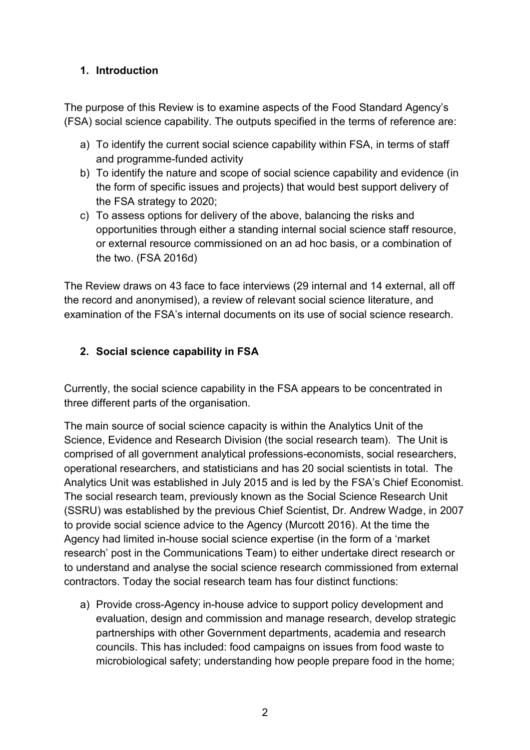## 1. Introduction

The purpose of this Review is to examine aspects of the Food Standard Agency's (FSA) social science capability. The outputs specified in the terms of reference are:

a) To identify the current social science capability within FSA, in terms of staff and programme-funded activity
b) To identify the nature and scope of social science capability and evidence (in the form of specific issues and projects) that would best support delivery of the FSA strategy to 2020;
c) To assess options for delivery of the above, balancing the risks and opportunities through either a standing internal social science staff resource, or external resource commissioned on an ad hoc basis, or a combination of the two. (FSA 2016d)

The Review draws on 43 face to face interviews (29 internal and 14 external, all off the record and anonymised), a review of relevant social science literature, and examination of the FSA's internal documents on its use of social science research.

## 2. Social science capability in FSA

Currently, the social science capability in the FSA appears to be concentrated in three different parts of the organisation.

The main source of social science capacity is within the Analytics Unit of the Science, Evidence and Research Division (the social research team). The Unit is comprised of all government analytical professions-economists, social researchers, operational researchers, and statisticians and has 20 social scientists in total. The Analytics Unit was established in July 2015 and is led by the FSA's Chief Economist. The social research team, previously known as the Social Science Research Unit (SSRU) was established by the previous Chief Scientist, Dr. Andrew Wadge, in 2007 to provide social science advice to the Agency (Murcott 2016). At the time the Agency had limited in-house social science expertise (in the form of a 'market research' post in the Communications Team) to either undertake direct research or to understand and analyse the social science research commissioned from external contractors. Today the social research team has four distinct functions:

a) Provide cross-Agency in-house advice to support policy development and evaluation, design and commission and manage research, develop strategic partnerships with other Government departments, academia and research councils. This has included: food campaigns on issues from food waste to microbiological safety; understanding how people prepare food in the home;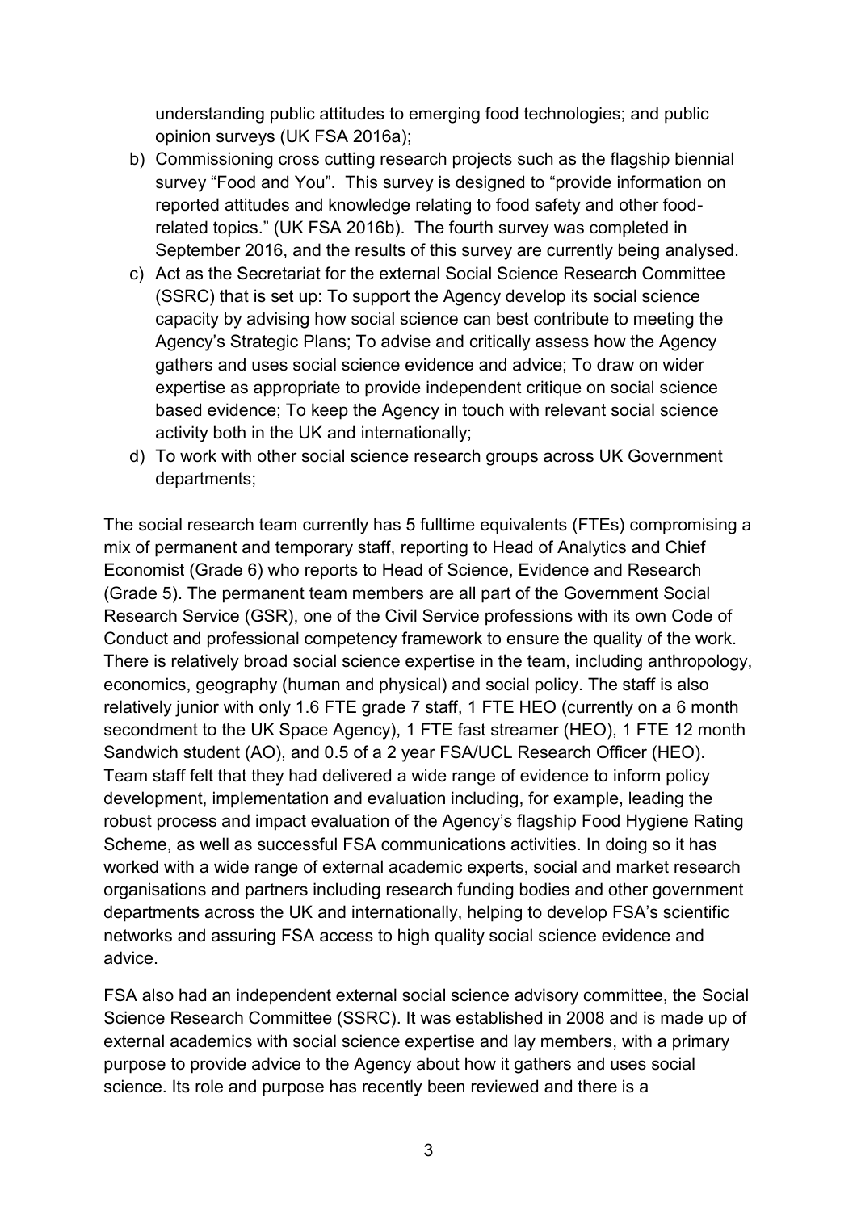understanding public attitudes to emerging food technologies; and public opinion surveys (UK FSA 2016a);

b) Commissioning cross cutting research projects such as the flagship biennial survey "Food and You". This survey is designed to "provide information on reported attitudes and knowledge relating to food safety and other food-related topics." (UK FSA 2016b). The fourth survey was completed in September 2016, and the results of this survey are currently being analysed.
c) Act as the Secretariat for the external Social Science Research Committee (SSRC) that is set up: To support the Agency develop its social science capacity by advising how social science can best contribute to meeting the Agency's Strategic Plans; To advise and critically assess how the Agency gathers and uses social science evidence and advice; To draw on wider expertise as appropriate to provide independent critique on social science based evidence; To keep the Agency in touch with relevant social science activity both in the UK and internationally;
d) To work with other social science research groups across UK Government departments;

The social research team currently has 5 fulltime equivalents (FTEs) compromising a mix of permanent and temporary staff, reporting to Head of Analytics and Chief Economist (Grade 6) who reports to Head of Science, Evidence and Research (Grade 5). The permanent team members are all part of the Government Social Research Service (GSR), one of the Civil Service professions with its own Code of Conduct and professional competency framework to ensure the quality of the work. There is relatively broad social science expertise in the team, including anthropology, economics, geography (human and physical) and social policy. The staff is also relatively junior with only 1.6 FTE grade 7 staff, 1 FTE HEO (currently on a 6 month secondment to the UK Space Agency), 1 FTE fast streamer (HEO), 1 FTE 12 month Sandwich student (AO), and 0.5 of a 2 year FSA/UCL Research Officer (HEO). Team staff felt that they had delivered a wide range of evidence to inform policy development, implementation and evaluation including, for example, leading the robust process and impact evaluation of the Agency's flagship Food Hygiene Rating Scheme, as well as successful FSA communications activities. In doing so it has worked with a wide range of external academic experts, social and market research organisations and partners including research funding bodies and other government departments across the UK and internationally, helping to develop FSA's scientific networks and assuring FSA access to high quality social science evidence and advice.

FSA also had an independent external social science advisory committee, the Social Science Research Committee (SSRC). It was established in 2008 and is made up of external academics with social science expertise and lay members, with a primary purpose to provide advice to the Agency about how it gathers and uses social science. Its role and purpose has recently been reviewed and there is a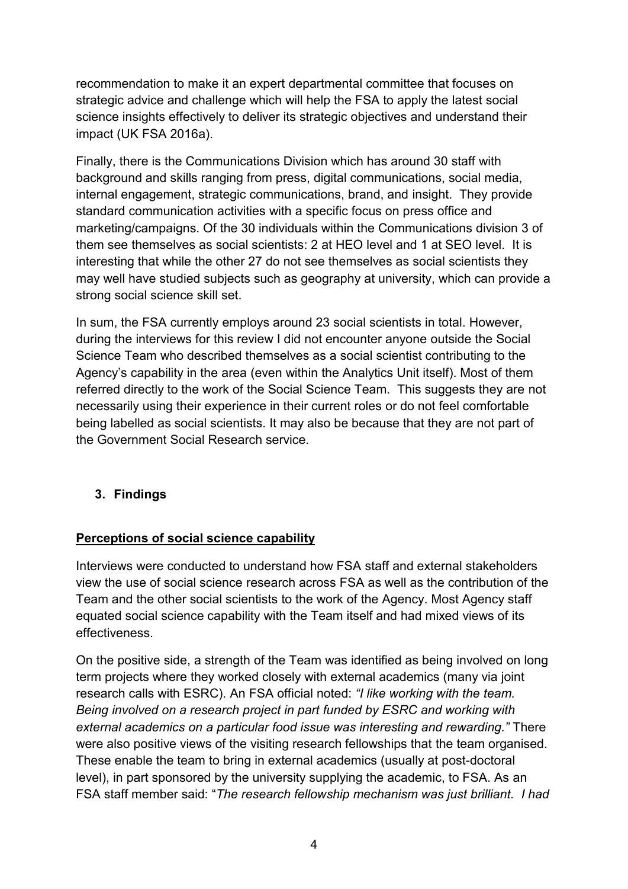recommendation to make it an expert departmental committee that focuses on strategic advice and challenge which will help the FSA to apply the latest social science insights effectively to deliver its strategic objectives and understand their impact (UK FSA 2016a).

Finally, there is the Communications Division which has around 30 staff with background and skills ranging from press, digital communications, social media, internal engagement, strategic communications, brand, and insight. They provide standard communication activities with a specific focus on press office and marketing/campaigns. Of the 30 individuals within the Communications division 3 of them see themselves as social scientists: 2 at HEO level and 1 at SEO level. It is interesting that while the other 27 do not see themselves as social scientists they may well have studied subjects such as geography at university, which can provide a strong social science skill set.

In sum, the FSA currently employs around 23 social scientists in total. However, during the interviews for this review I did not encounter anyone outside the Social Science Team who described themselves as a social scientist contributing to the Agency's capability in the area (even within the Analytics Unit itself). Most of them referred directly to the work of the Social Science Team. This suggests they are not necessarily using their experience in their current roles or do not feel comfortable being labelled as social scientists. It may also be because that they are not part of the Government Social Research service.

## 3. Findings

### Perceptions of social science capability

Interviews were conducted to understand how FSA staff and external stakeholders view the use of social science research across FSA as well as the contribution of the Team and the other social scientists to the work of the Agency. Most Agency staff equated social science capability with the Team itself and had mixed views of its effectiveness.

On the positive side, a strength of the Team was identified as being involved on long term projects where they worked closely with external academics (many via joint research calls with ESRC). An FSA official noted: *"I like working with the team. Being involved on a research project in part funded by ESRC and working with external academics on a particular food issue was interesting and rewarding."* There were also positive views of the visiting research fellowships that the team organised. These enable the team to bring in external academics (usually at post-doctoral level), in part sponsored by the university supplying the academic, to FSA. As an FSA staff member said: "*The research fellowship mechanism was just brilliant. I had*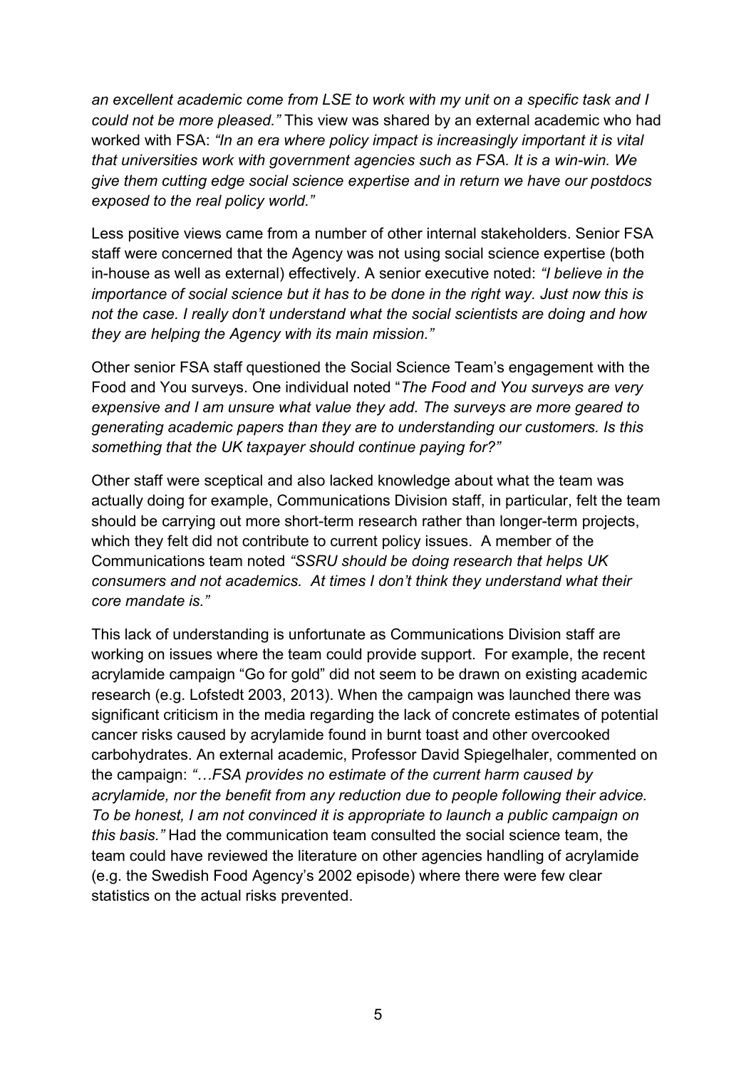*an excellent academic come from LSE to work with my unit on a specific task and I could not be more pleased."* This view was shared by an external academic who had worked with FSA: *"In an era where policy impact is increasingly important it is vital that universities work with government agencies such as FSA. It is a win-win. We give them cutting edge social science expertise and in return we have our postdocs exposed to the real policy world."*

Less positive views came from a number of other internal stakeholders. Senior FSA staff were concerned that the Agency was not using social science expertise (both in-house as well as external) effectively. A senior executive noted: *"I believe in the importance of social science but it has to be done in the right way. Just now this is not the case. I really don't understand what the social scientists are doing and how they are helping the Agency with its main mission."*

Other senior FSA staff questioned the Social Science Team's engagement with the Food and You surveys. One individual noted "*The Food and You surveys are very expensive and I am unsure what value they add. The surveys are more geared to generating academic papers than they are to understanding our customers. Is this something that the UK taxpayer should continue paying for?"*

Other staff were sceptical and also lacked knowledge about what the team was actually doing for example, Communications Division staff, in particular, felt the team should be carrying out more short-term research rather than longer-term projects, which they felt did not contribute to current policy issues. A member of the Communications team noted *"SSRU should be doing research that helps UK consumers and not academics. At times I don't think they understand what their core mandate is."*

This lack of understanding is unfortunate as Communications Division staff are working on issues where the team could provide support. For example, the recent acrylamide campaign "Go for gold" did not seem to be drawn on existing academic research (e.g. Lofstedt 2003, 2013). When the campaign was launched there was significant criticism in the media regarding the lack of concrete estimates of potential cancer risks caused by acrylamide found in burnt toast and other overcooked carbohydrates. An external academic, Professor David Spiegelhaler, commented on the campaign: *"…FSA provides no estimate of the current harm caused by acrylamide, nor the benefit from any reduction due to people following their advice. To be honest, I am not convinced it is appropriate to launch a public campaign on this basis."* Had the communication team consulted the social science team, the team could have reviewed the literature on other agencies handling of acrylamide (e.g. the Swedish Food Agency's 2002 episode) where there were few clear statistics on the actual risks prevented.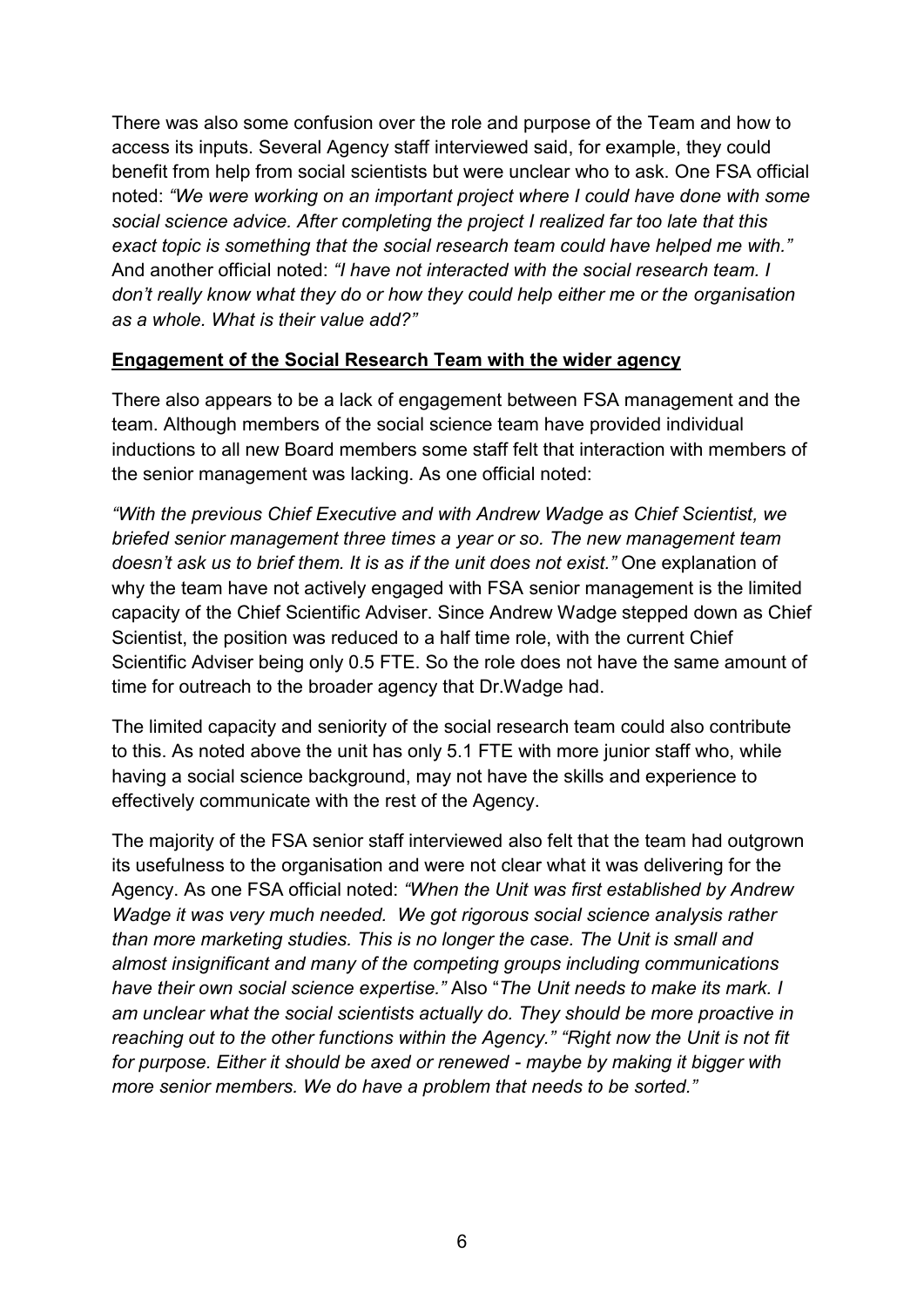There was also some confusion over the role and purpose of the Team and how to access its inputs. Several Agency staff interviewed said, for example, they could benefit from help from social scientists but were unclear who to ask. One FSA official noted: *"We were working on an important project where I could have done with some social science advice. After completing the project I realized far too late that this exact topic is something that the social research team could have helped me with."* And another official noted: *"I have not interacted with the social research team. I don't really know what they do or how they could help either me or the organisation as a whole. What is their value add?"*

**Engagement of the Social Research Team with the wider agency**

There also appears to be a lack of engagement between FSA management and the team. Although members of the social science team have provided individual inductions to all new Board members some staff felt that interaction with members of the senior management was lacking. As one official noted:

*"With the previous Chief Executive and with Andrew Wadge as Chief Scientist, we briefed senior management three times a year or so. The new management team doesn't ask us to brief them. It is as if the unit does not exist."* One explanation of why the team have not actively engaged with FSA senior management is the limited capacity of the Chief Scientific Adviser. Since Andrew Wadge stepped down as Chief Scientist, the position was reduced to a half time role, with the current Chief Scientific Adviser being only 0.5 FTE. So the role does not have the same amount of time for outreach to the broader agency that Dr.Wadge had.

The limited capacity and seniority of the social research team could also contribute to this. As noted above the unit has only 5.1 FTE with more junior staff who, while having a social science background, may not have the skills and experience to effectively communicate with the rest of the Agency.

The majority of the FSA senior staff interviewed also felt that the team had outgrown its usefulness to the organisation and were not clear what it was delivering for the Agency. As one FSA official noted: *"When the Unit was first established by Andrew Wadge it was very much needed. We got rigorous social science analysis rather than more marketing studies. This is no longer the case. The Unit is small and almost insignificant and many of the competing groups including communications have their own social science expertise."* Also "*The Unit needs to make its mark. I am unclear what the social scientists actually do. They should be more proactive in reaching out to the other functions within the Agency." "Right now the Unit is not fit for purpose. Either it should be axed or renewed - maybe by making it bigger with more senior members. We do have a problem that needs to be sorted."*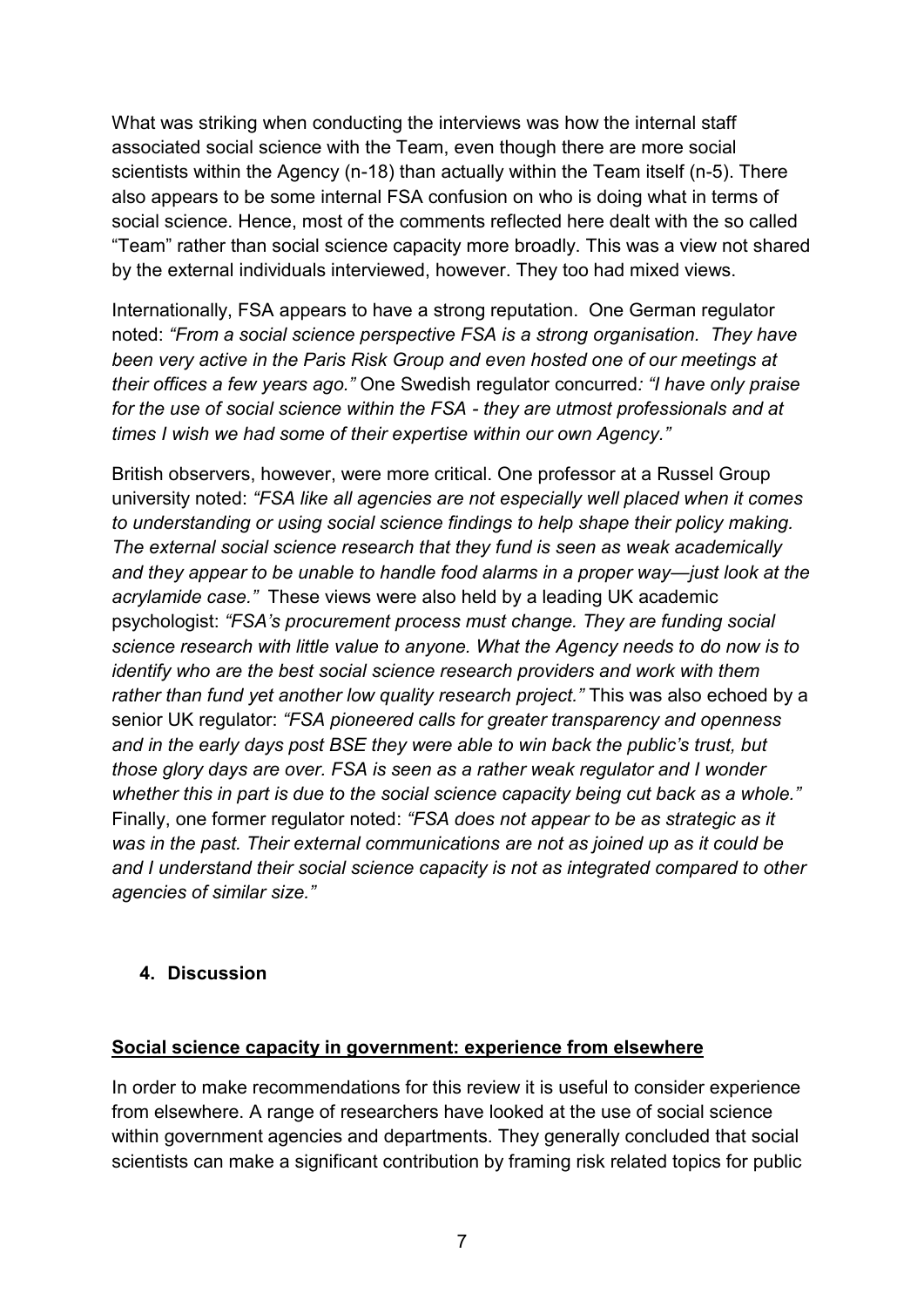What was striking when conducting the interviews was how the internal staff associated social science with the Team, even though there are more social scientists within the Agency (n-18) than actually within the Team itself (n-5). There also appears to be some internal FSA confusion on who is doing what in terms of social science. Hence, most of the comments reflected here dealt with the so called "Team" rather than social science capacity more broadly. This was a view not shared by the external individuals interviewed, however. They too had mixed views.

Internationally, FSA appears to have a strong reputation. One German regulator noted: *"From a social science perspective FSA is a strong organisation. They have been very active in the Paris Risk Group and even hosted one of our meetings at their offices a few years ago."* One Swedish regulator concurred*: "I have only praise for the use of social science within the FSA - they are utmost professionals and at times I wish we had some of their expertise within our own Agency."*

British observers, however, were more critical. One professor at a Russel Group university noted: *"FSA like all agencies are not especially well placed when it comes to understanding or using social science findings to help shape their policy making. The external social science research that they fund is seen as weak academically and they appear to be unable to handle food alarms in a proper way—just look at the acrylamide case."* These views were also held by a leading UK academic psychologist: *"FSA's procurement process must change. They are funding social science research with little value to anyone. What the Agency needs to do now is to identify who are the best social science research providers and work with them rather than fund yet another low quality research project."* This was also echoed by a senior UK regulator: *"FSA pioneered calls for greater transparency and openness and in the early days post BSE they were able to win back the public's trust, but those glory days are over. FSA is seen as a rather weak regulator and I wonder whether this in part is due to the social science capacity being cut back as a whole."* Finally, one former regulator noted: *"FSA does not appear to be as strategic as it was in the past. Their external communications are not as joined up as it could be and I understand their social science capacity is not as integrated compared to other agencies of similar size."*

## 4. Discussion

### Social science capacity in government: experience from elsewhere

In order to make recommendations for this review it is useful to consider experience from elsewhere. A range of researchers have looked at the use of social science within government agencies and departments. They generally concluded that social scientists can make a significant contribution by framing risk related topics for public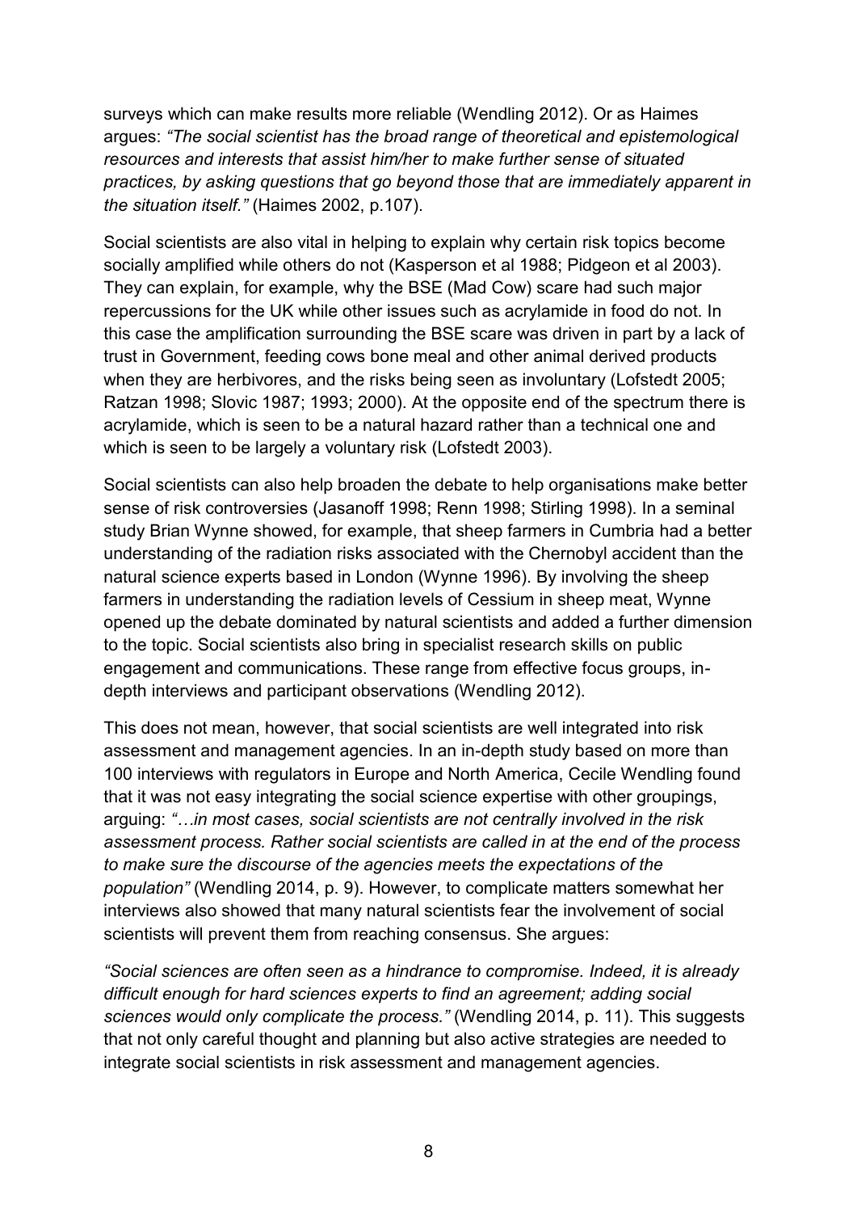surveys which can make results more reliable (Wendling 2012). Or as Haimes argues: *"The social scientist has the broad range of theoretical and epistemological resources and interests that assist him/her to make further sense of situated practices, by asking questions that go beyond those that are immediately apparent in the situation itself."* (Haimes 2002, p.107).

Social scientists are also vital in helping to explain why certain risk topics become socially amplified while others do not (Kasperson et al 1988; Pidgeon et al 2003). They can explain, for example, why the BSE (Mad Cow) scare had such major repercussions for the UK while other issues such as acrylamide in food do not. In this case the amplification surrounding the BSE scare was driven in part by a lack of trust in Government, feeding cows bone meal and other animal derived products when they are herbivores, and the risks being seen as involuntary (Lofstedt 2005; Ratzan 1998; Slovic 1987; 1993; 2000). At the opposite end of the spectrum there is acrylamide, which is seen to be a natural hazard rather than a technical one and which is seen to be largely a voluntary risk (Lofstedt 2003).

Social scientists can also help broaden the debate to help organisations make better sense of risk controversies (Jasanoff 1998; Renn 1998; Stirling 1998). In a seminal study Brian Wynne showed, for example, that sheep farmers in Cumbria had a better understanding of the radiation risks associated with the Chernobyl accident than the natural science experts based in London (Wynne 1996). By involving the sheep farmers in understanding the radiation levels of Cessium in sheep meat, Wynne opened up the debate dominated by natural scientists and added a further dimension to the topic. Social scientists also bring in specialist research skills on public engagement and communications. These range from effective focus groups, in-depth interviews and participant observations (Wendling 2012).

This does not mean, however, that social scientists are well integrated into risk assessment and management agencies. In an in-depth study based on more than 100 interviews with regulators in Europe and North America, Cecile Wendling found that it was not easy integrating the social science expertise with other groupings, arguing: *"…in most cases, social scientists are not centrally involved in the risk assessment process. Rather social scientists are called in at the end of the process to make sure the discourse of the agencies meets the expectations of the population"* (Wendling 2014, p. 9). However, to complicate matters somewhat her interviews also showed that many natural scientists fear the involvement of social scientists will prevent them from reaching consensus. She argues:

*"Social sciences are often seen as a hindrance to compromise. Indeed, it is already difficult enough for hard sciences experts to find an agreement; adding social sciences would only complicate the process."* (Wendling 2014, p. 11). This suggests that not only careful thought and planning but also active strategies are needed to integrate social scientists in risk assessment and management agencies.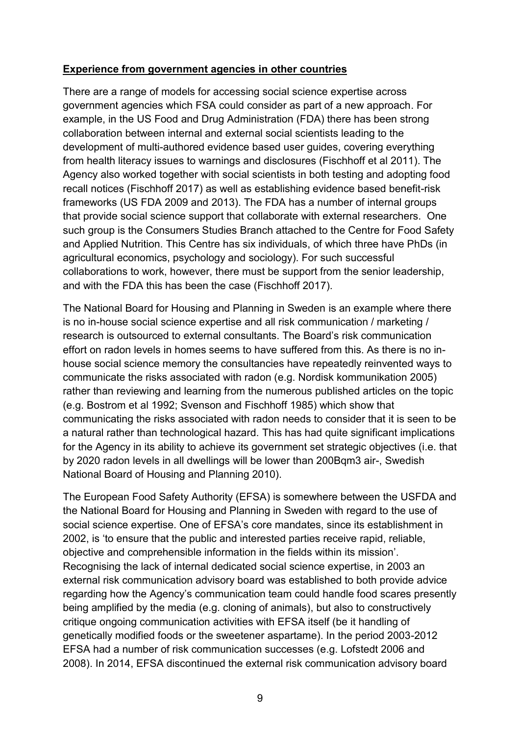**Experience from government agencies in other countries**

There are a range of models for accessing social science expertise across government agencies which FSA could consider as part of a new approach. For example, in the US Food and Drug Administration (FDA) there has been strong collaboration between internal and external social scientists leading to the development of multi-authored evidence based user guides, covering everything from health literacy issues to warnings and disclosures (Fischhoff et al 2011). The Agency also worked together with social scientists in both testing and adopting food recall notices (Fischhoff 2017) as well as establishing evidence based benefit-risk frameworks (US FDA 2009 and 2013). The FDA has a number of internal groups that provide social science support that collaborate with external researchers. One such group is the Consumers Studies Branch attached to the Centre for Food Safety and Applied Nutrition. This Centre has six individuals, of which three have PhDs (in agricultural economics, psychology and sociology). For such successful collaborations to work, however, there must be support from the senior leadership, and with the FDA this has been the case (Fischhoff 2017).

The National Board for Housing and Planning in Sweden is an example where there is no in-house social science expertise and all risk communication / marketing / research is outsourced to external consultants. The Board's risk communication effort on radon levels in homes seems to have suffered from this. As there is no in-house social science memory the consultancies have repeatedly reinvented ways to communicate the risks associated with radon (e.g. Nordisk kommunikation 2005) rather than reviewing and learning from the numerous published articles on the topic (e.g. Bostrom et al 1992; Svenson and Fischhoff 1985) which show that communicating the risks associated with radon needs to consider that it is seen to be a natural rather than technological hazard. This has had quite significant implications for the Agency in its ability to achieve its government set strategic objectives (i.e. that by 2020 radon levels in all dwellings will be lower than 200Bqm3 air-, Swedish National Board of Housing and Planning 2010).

The European Food Safety Authority (EFSA) is somewhere between the USFDA and the National Board for Housing and Planning in Sweden with regard to the use of social science expertise. One of EFSA's core mandates, since its establishment in 2002, is 'to ensure that the public and interested parties receive rapid, reliable, objective and comprehensible information in the fields within its mission'. Recognising the lack of internal dedicated social science expertise, in 2003 an external risk communication advisory board was established to both provide advice regarding how the Agency's communication team could handle food scares presently being amplified by the media (e.g. cloning of animals), but also to constructively critique ongoing communication activities with EFSA itself (be it handling of genetically modified foods or the sweetener aspartame). In the period 2003-2012 EFSA had a number of risk communication successes (e.g. Lofstedt 2006 and 2008). In 2014, EFSA discontinued the external risk communication advisory board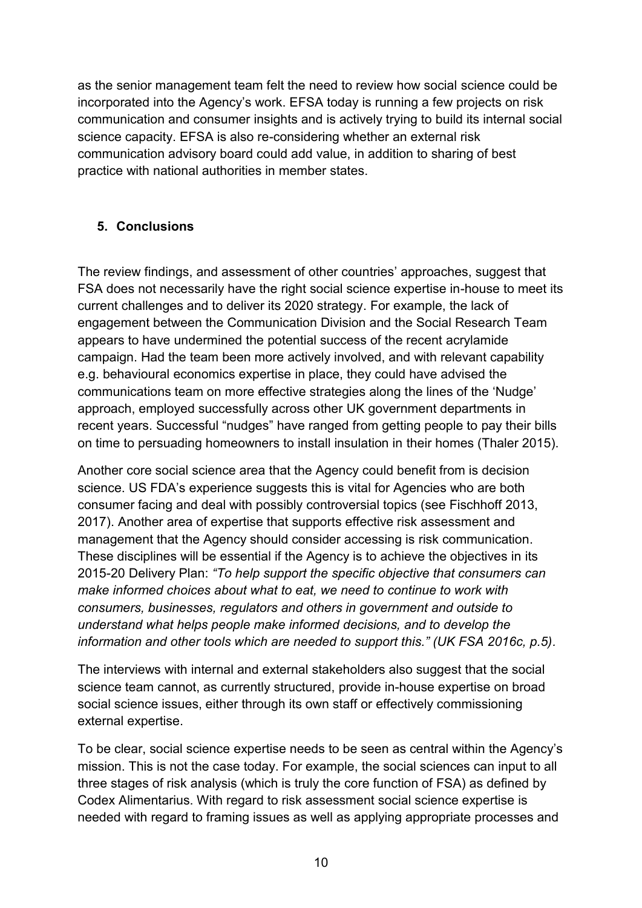as the senior management team felt the need to review how social science could be incorporated into the Agency's work. EFSA today is running a few projects on risk communication and consumer insights and is actively trying to build its internal social science capacity. EFSA is also re-considering whether an external risk communication advisory board could add value, in addition to sharing of best practice with national authorities in member states.

## 5. Conclusions

The review findings, and assessment of other countries' approaches, suggest that FSA does not necessarily have the right social science expertise in-house to meet its current challenges and to deliver its 2020 strategy. For example, the lack of engagement between the Communication Division and the Social Research Team appears to have undermined the potential success of the recent acrylamide campaign. Had the team been more actively involved, and with relevant capability e.g. behavioural economics expertise in place, they could have advised the communications team on more effective strategies along the lines of the 'Nudge' approach, employed successfully across other UK government departments in recent years. Successful "nudges" have ranged from getting people to pay their bills on time to persuading homeowners to install insulation in their homes (Thaler 2015).

Another core social science area that the Agency could benefit from is decision science. US FDA's experience suggests this is vital for Agencies who are both consumer facing and deal with possibly controversial topics (see Fischhoff 2013, 2017). Another area of expertise that supports effective risk assessment and management that the Agency should consider accessing is risk communication. These disciplines will be essential if the Agency is to achieve the objectives in its 2015-20 Delivery Plan: *"To help support the specific objective that consumers can make informed choices about what to eat, we need to continue to work with consumers, businesses, regulators and others in government and outside to understand what helps people make informed decisions, and to develop the information and other tools which are needed to support this." (UK FSA 2016c, p.5).*

The interviews with internal and external stakeholders also suggest that the social science team cannot, as currently structured, provide in-house expertise on broad social science issues, either through its own staff or effectively commissioning external expertise.

To be clear, social science expertise needs to be seen as central within the Agency's mission. This is not the case today. For example, the social sciences can input to all three stages of risk analysis (which is truly the core function of FSA) as defined by Codex Alimentarius. With regard to risk assessment social science expertise is needed with regard to framing issues as well as applying appropriate processes and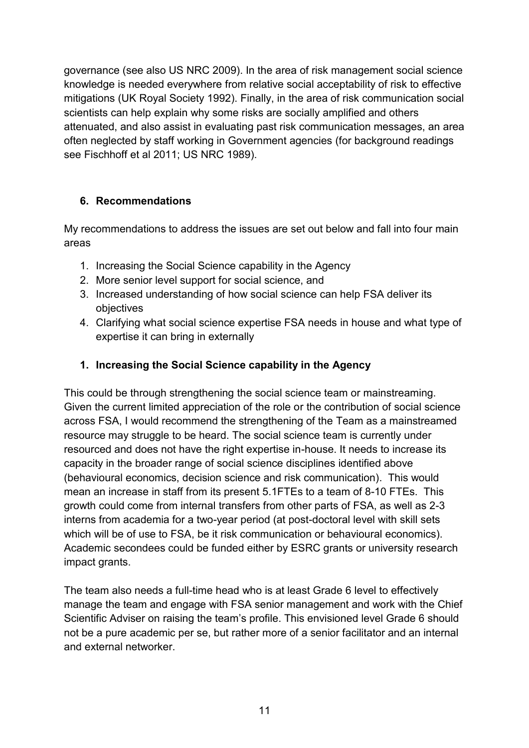governance (see also US NRC 2009). In the area of risk management social science knowledge is needed everywhere from relative social acceptability of risk to effective mitigations (UK Royal Society 1992). Finally, in the area of risk communication social scientists can help explain why some risks are socially amplified and others attenuated, and also assist in evaluating past risk communication messages, an area often neglected by staff working in Government agencies (for background readings see Fischhoff et al 2011; US NRC 1989).

## 6. Recommendations

My recommendations to address the issues are set out below and fall into four main areas

1. Increasing the Social Science capability in the Agency
2. More senior level support for social science, and
3. Increased understanding of how social science can help FSA deliver its objectives
4. Clarifying what social science expertise FSA needs in house and what type of expertise it can bring in externally

### 1. Increasing the Social Science capability in the Agency

This could be through strengthening the social science team or mainstreaming. Given the current limited appreciation of the role or the contribution of social science across FSA, I would recommend the strengthening of the Team as a mainstreamed resource may struggle to be heard. The social science team is currently under resourced and does not have the right expertise in-house. It needs to increase its capacity in the broader range of social science disciplines identified above (behavioural economics, decision science and risk communication). This would mean an increase in staff from its present 5.1FTEs to a team of 8-10 FTEs. This growth could come from internal transfers from other parts of FSA, as well as 2-3 interns from academia for a two-year period (at post-doctoral level with skill sets which will be of use to FSA, be it risk communication or behavioural economics). Academic secondees could be funded either by ESRC grants or university research impact grants.

The team also needs a full-time head who is at least Grade 6 level to effectively manage the team and engage with FSA senior management and work with the Chief Scientific Adviser on raising the team's profile. This envisioned level Grade 6 should not be a pure academic per se, but rather more of a senior facilitator and an internal and external networker.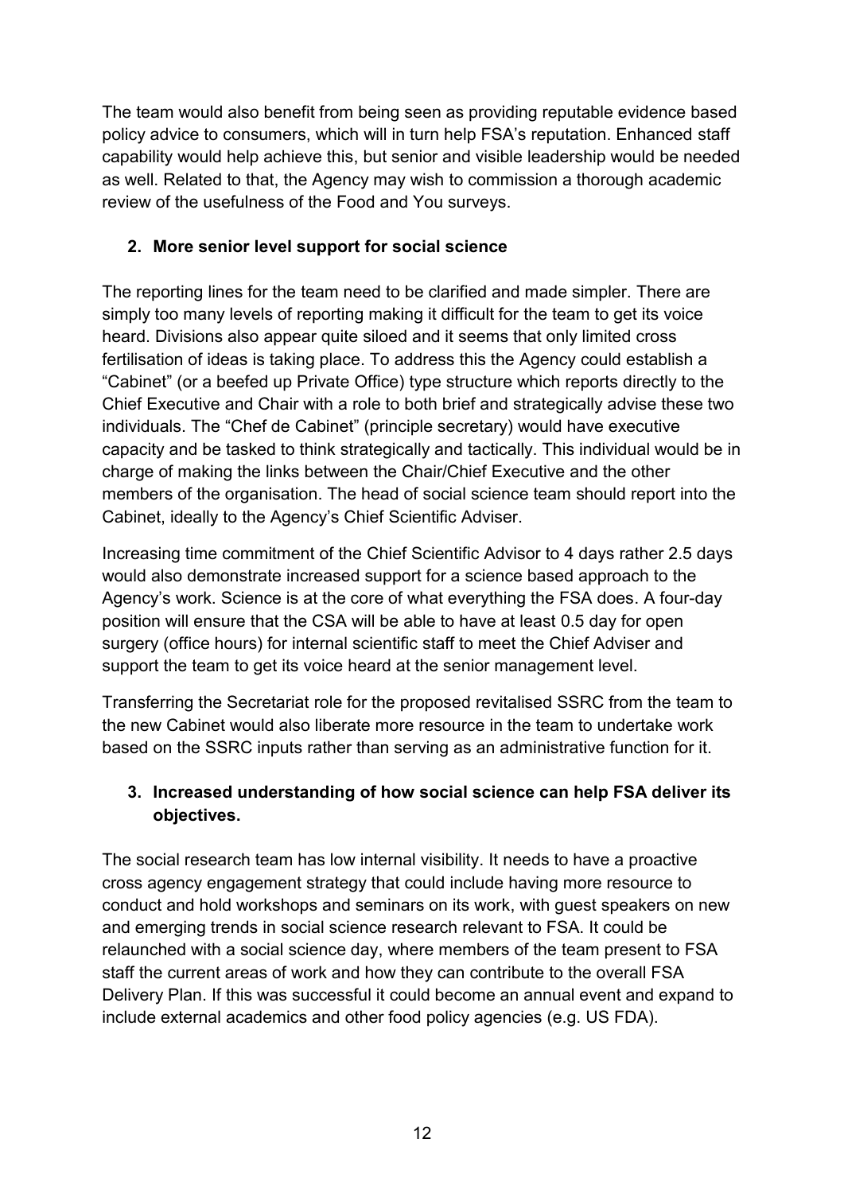The team would also benefit from being seen as providing reputable evidence based policy advice to consumers, which will in turn help FSA's reputation. Enhanced staff capability would help achieve this, but senior and visible leadership would be needed as well. Related to that, the Agency may wish to commission a thorough academic review of the usefulness of the Food and You surveys.

**2. More senior level support for social science**

The reporting lines for the team need to be clarified and made simpler. There are simply too many levels of reporting making it difficult for the team to get its voice heard. Divisions also appear quite siloed and it seems that only limited cross fertilisation of ideas is taking place. To address this the Agency could establish a "Cabinet" (or a beefed up Private Office) type structure which reports directly to the Chief Executive and Chair with a role to both brief and strategically advise these two individuals. The "Chef de Cabinet" (principle secretary) would have executive capacity and be tasked to think strategically and tactically. This individual would be in charge of making the links between the Chair/Chief Executive and the other members of the organisation. The head of social science team should report into the Cabinet, ideally to the Agency's Chief Scientific Adviser.

Increasing time commitment of the Chief Scientific Advisor to 4 days rather 2.5 days would also demonstrate increased support for a science based approach to the Agency's work. Science is at the core of what everything the FSA does. A four-day position will ensure that the CSA will be able to have at least 0.5 day for open surgery (office hours) for internal scientific staff to meet the Chief Adviser and support the team to get its voice heard at the senior management level.

Transferring the Secretariat role for the proposed revitalised SSRC from the team to the new Cabinet would also liberate more resource in the team to undertake work based on the SSRC inputs rather than serving as an administrative function for it.

**3. Increased understanding of how social science can help FSA deliver its objectives.**

The social research team has low internal visibility. It needs to have a proactive cross agency engagement strategy that could include having more resource to conduct and hold workshops and seminars on its work, with guest speakers on new and emerging trends in social science research relevant to FSA. It could be relaunched with a social science day, where members of the team present to FSA staff the current areas of work and how they can contribute to the overall FSA Delivery Plan. If this was successful it could become an annual event and expand to include external academics and other food policy agencies (e.g. US FDA).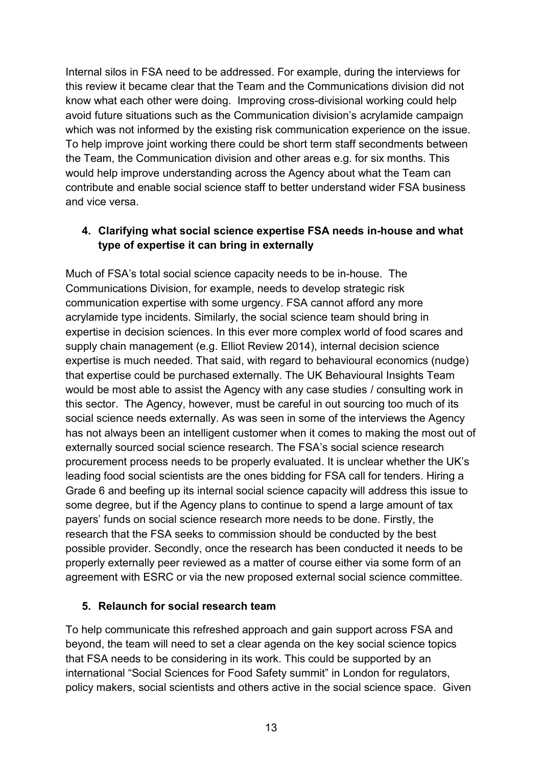Internal silos in FSA need to be addressed. For example, during the interviews for this review it became clear that the Team and the Communications division did not know what each other were doing. Improving cross-divisional working could help avoid future situations such as the Communication division's acrylamide campaign which was not informed by the existing risk communication experience on the issue. To help improve joint working there could be short term staff secondments between the Team, the Communication division and other areas e.g. for six months. This would help improve understanding across the Agency about what the Team can contribute and enable social science staff to better understand wider FSA business and vice versa.

**4. Clarifying what social science expertise FSA needs in-house and what type of expertise it can bring in externally**

Much of FSA's total social science capacity needs to be in-house. The Communications Division, for example, needs to develop strategic risk communication expertise with some urgency. FSA cannot afford any more acrylamide type incidents. Similarly, the social science team should bring in expertise in decision sciences. In this ever more complex world of food scares and supply chain management (e.g. Elliot Review 2014), internal decision science expertise is much needed. That said, with regard to behavioural economics (nudge) that expertise could be purchased externally. The UK Behavioural Insights Team would be most able to assist the Agency with any case studies / consulting work in this sector. The Agency, however, must be careful in out sourcing too much of its social science needs externally. As was seen in some of the interviews the Agency has not always been an intelligent customer when it comes to making the most out of externally sourced social science research. The FSA's social science research procurement process needs to be properly evaluated. It is unclear whether the UK's leading food social scientists are the ones bidding for FSA call for tenders. Hiring a Grade 6 and beefing up its internal social science capacity will address this issue to some degree, but if the Agency plans to continue to spend a large amount of tax payers' funds on social science research more needs to be done. Firstly, the research that the FSA seeks to commission should be conducted by the best possible provider. Secondly, once the research has been conducted it needs to be properly externally peer reviewed as a matter of course either via some form of an agreement with ESRC or via the new proposed external social science committee.

**5. Relaunch for social research team**

To help communicate this refreshed approach and gain support across FSA and beyond, the team will need to set a clear agenda on the key social science topics that FSA needs to be considering in its work. This could be supported by an international "Social Sciences for Food Safety summit" in London for regulators, policy makers, social scientists and others active in the social science space. Given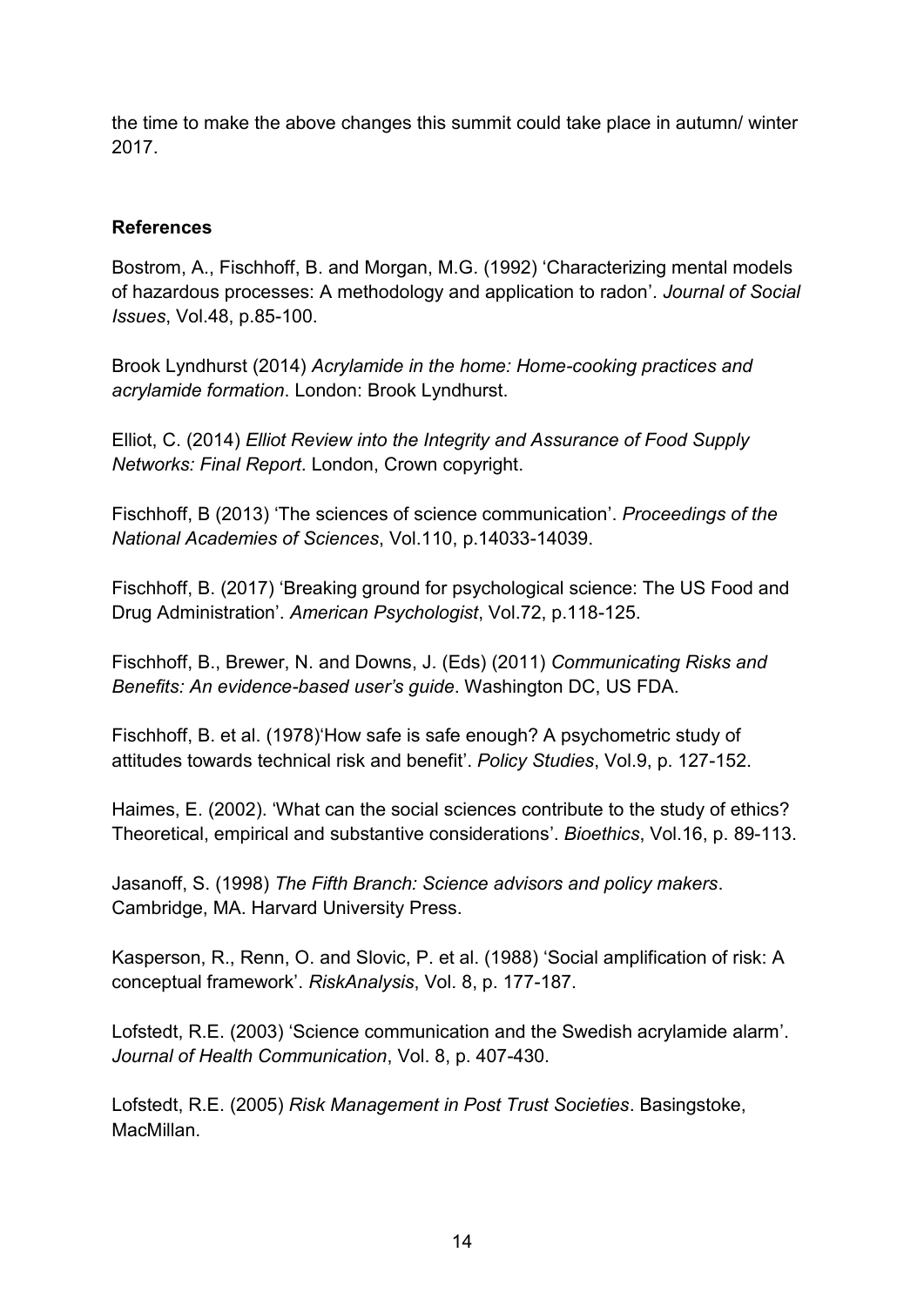the time to make the above changes this summit could take place in autumn/ winter 2017.

**References**

Bostrom, A., Fischhoff, B. and Morgan, M.G. (1992) 'Characterizing mental models of hazardous processes: A methodology and application to radon'. *Journal of Social Issues*, Vol.48, p.85-100.

Brook Lyndhurst (2014) *Acrylamide in the home: Home-cooking practices and acrylamide formation*. London: Brook Lyndhurst.

Elliot, C. (2014) *Elliot Review into the Integrity and Assurance of Food Supply Networks: Final Report*. London, Crown copyright.

Fischhoff, B (2013) 'The sciences of science communication'. *Proceedings of the National Academies of Sciences*, Vol.110, p.14033-14039.

Fischhoff, B. (2017) 'Breaking ground for psychological science: The US Food and Drug Administration'. *American Psychologist*, Vol.72, p.118-125.

Fischhoff, B., Brewer, N. and Downs, J. (Eds) (2011) *Communicating Risks and Benefits: An evidence-based user's guide*. Washington DC, US FDA.

Fischhoff, B. et al. (1978)'How safe is safe enough? A psychometric study of attitudes towards technical risk and benefit'. *Policy Studies*, Vol.9, p. 127-152.

Haimes, E. (2002). 'What can the social sciences contribute to the study of ethics? Theoretical, empirical and substantive considerations'. *Bioethics*, Vol.16, p. 89-113.

Jasanoff, S. (1998) *The Fifth Branch: Science advisors and policy makers*. Cambridge, MA. Harvard University Press.

Kasperson, R., Renn, O. and Slovic, P. et al. (1988) 'Social amplification of risk: A conceptual framework'. *RiskAnalysis*, Vol. 8, p. 177-187.

Lofstedt, R.E. (2003) 'Science communication and the Swedish acrylamide alarm'. *Journal of Health Communication*, Vol. 8, p. 407-430.

Lofstedt, R.E. (2005) *Risk Management in Post Trust Societies*. Basingstoke, MacMillan.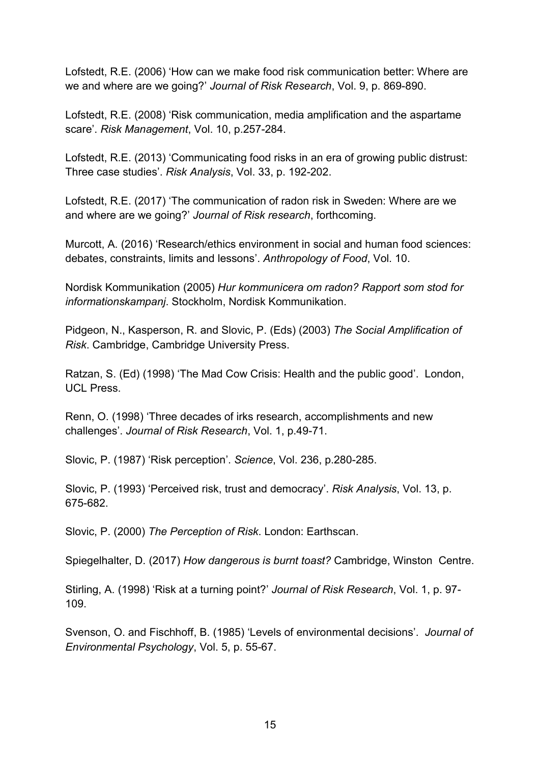Lofstedt, R.E. (2006) 'How can we make food risk communication better: Where are we and where are we going?' *Journal of Risk Research*, Vol. 9, p. 869-890.

Lofstedt, R.E. (2008) 'Risk communication, media amplification and the aspartame scare'. *Risk Management*, Vol. 10, p.257-284.

Lofstedt, R.E. (2013) 'Communicating food risks in an era of growing public distrust: Three case studies'. *Risk Analysis*, Vol. 33, p. 192-202.

Lofstedt, R.E. (2017) 'The communication of radon risk in Sweden: Where are we and where are we going?' *Journal of Risk research*, forthcoming.

Murcott, A. (2016) 'Research/ethics environment in social and human food sciences: debates, constraints, limits and lessons'. *Anthropology of Food*, Vol. 10.

Nordisk Kommunikation (2005) *Hur kommunicera om radon? Rapport som stod for informationskampanj*. Stockholm, Nordisk Kommunikation.

Pidgeon, N., Kasperson, R. and Slovic, P. (Eds) (2003) *The Social Amplification of Risk*. Cambridge, Cambridge University Press.

Ratzan, S. (Ed) (1998) 'The Mad Cow Crisis: Health and the public good'. London, UCL Press.

Renn, O. (1998) 'Three decades of irks research, accomplishments and new challenges'. *Journal of Risk Research*, Vol. 1, p.49-71.

Slovic, P. (1987) 'Risk perception'. *Science*, Vol. 236, p.280-285.

Slovic, P. (1993) 'Perceived risk, trust and democracy'. *Risk Analysis*, Vol. 13, p. 675-682.

Slovic, P. (2000) *The Perception of Risk*. London: Earthscan.

Spiegelhalter, D. (2017) *How dangerous is burnt toast?* Cambridge, Winston Centre.

Stirling, A. (1998) 'Risk at a turning point?' *Journal of Risk Research*, Vol. 1, p. 97-109.

Svenson, O. and Fischhoff, B. (1985) 'Levels of environmental decisions'. *Journal of Environmental Psychology*, Vol. 5, p. 55-67.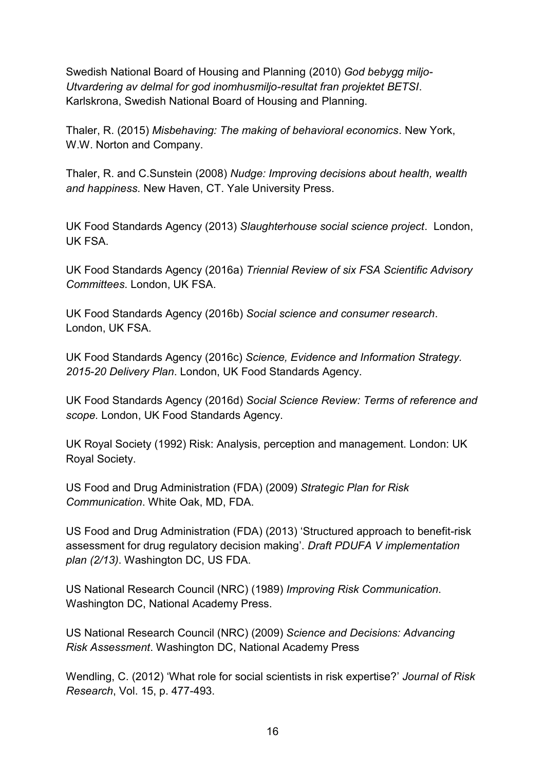Swedish National Board of Housing and Planning (2010) *God bebygg miljo-Utvardering av delmal for god inomhusmiljo-resultat fran projektet BETSI*. Karlskrona, Swedish National Board of Housing and Planning.

Thaler, R. (2015) *Misbehaving: The making of behavioral economics*. New York, W.W. Norton and Company.

Thaler, R. and C.Sunstein (2008) *Nudge: Improving decisions about health, wealth and happiness*. New Haven, CT. Yale University Press.

UK Food Standards Agency (2013) *Slaughterhouse social science project*. London, UK FSA.

UK Food Standards Agency (2016a) *Triennial Review of six FSA Scientific Advisory Committees*. London, UK FSA.

UK Food Standards Agency (2016b) *Social science and consumer research*. London, UK FSA.

UK Food Standards Agency (2016c) *Science, Evidence and Information Strategy. 2015-20 Delivery Plan*. London, UK Food Standards Agency.

UK Food Standards Agency (2016d) *Social Science Review: Terms of reference and scope.* London, UK Food Standards Agency.

UK Royal Society (1992) Risk: Analysis, perception and management. London: UK Royal Society.

US Food and Drug Administration (FDA) (2009) *Strategic Plan for Risk Communication*. White Oak, MD, FDA.

US Food and Drug Administration (FDA) (2013) 'Structured approach to benefit-risk assessment for drug regulatory decision making'. *Draft PDUFA V implementation plan (2/13)*. Washington DC, US FDA.

US National Research Council (NRC) (1989) *Improving Risk Communication*. Washington DC, National Academy Press.

US National Research Council (NRC) (2009) *Science and Decisions: Advancing Risk Assessment*. Washington DC, National Academy Press

Wendling, C. (2012) 'What role for social scientists in risk expertise?' *Journal of Risk Research*, Vol. 15, p. 477-493.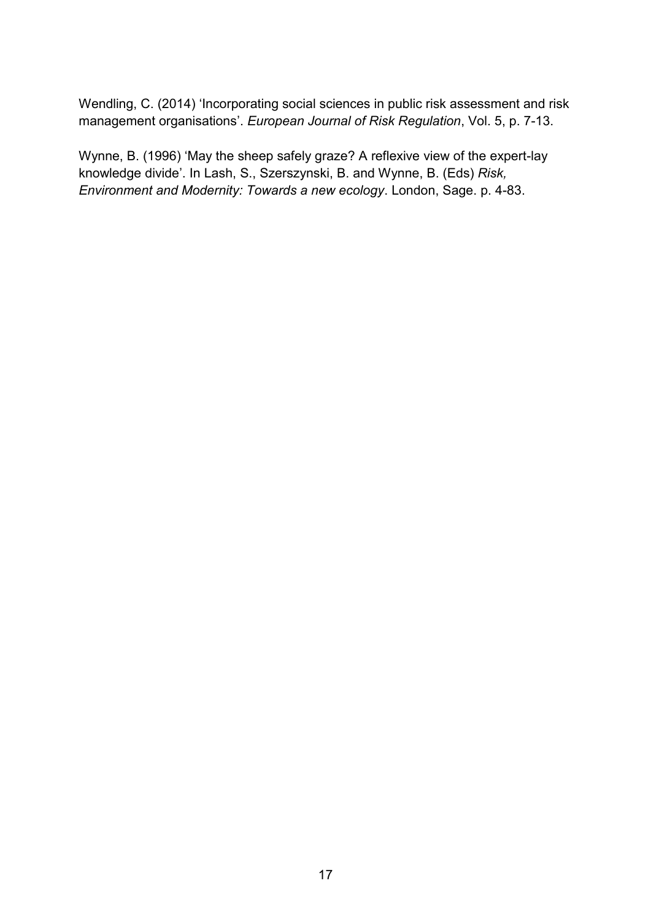Wendling, C. (2014) 'Incorporating social sciences in public risk assessment and risk management organisations'. *European Journal of Risk Regulation*, Vol. 5, p. 7-13.

Wynne, B. (1996) 'May the sheep safely graze? A reflexive view of the expert-lay knowledge divide'. In Lash, S., Szerszynski, B. and Wynne, B. (Eds) *Risk, Environment and Modernity: Towards a new ecology*. London, Sage. p. 4-83.